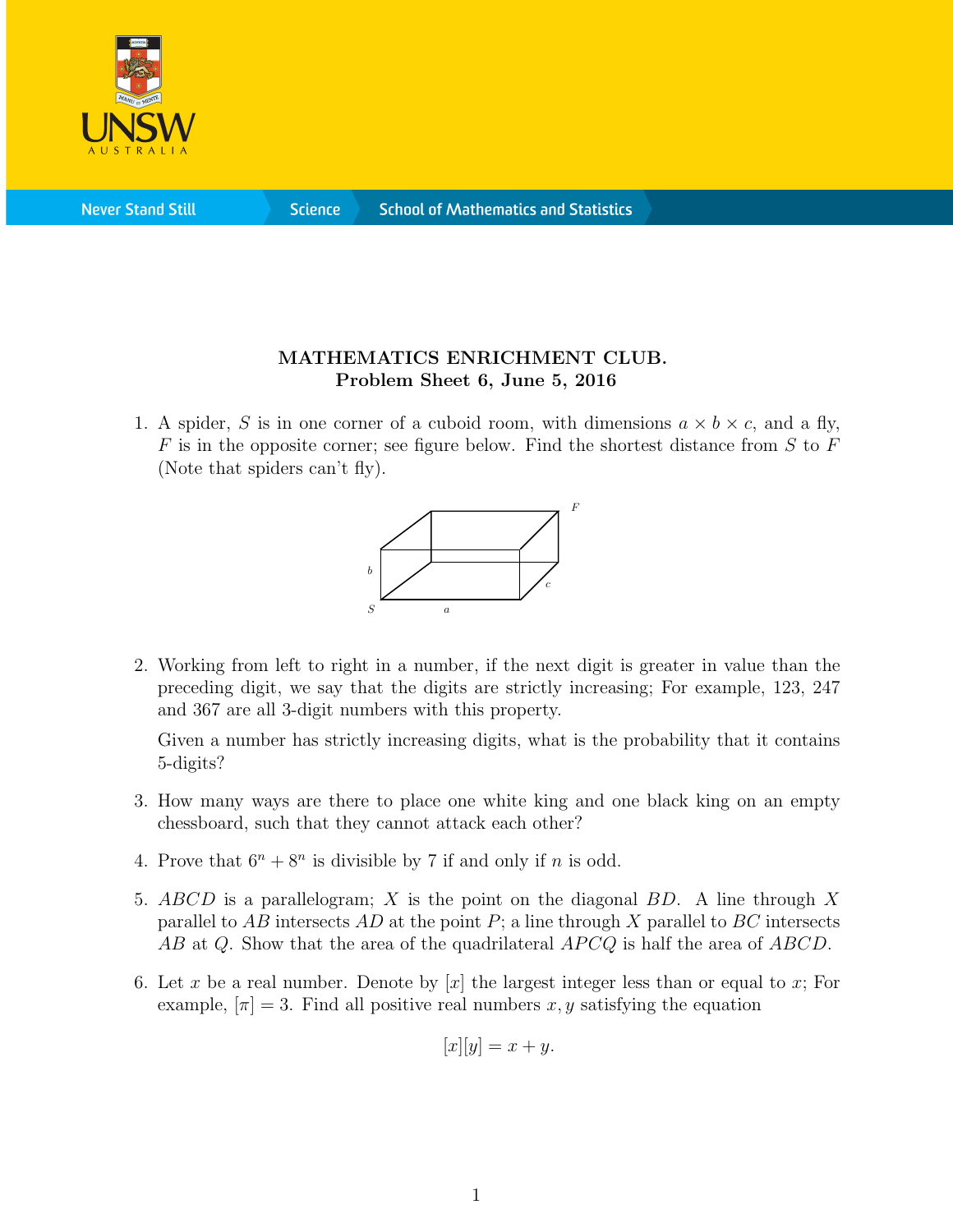**MATHEMATICS ENRICHMENT CLUB.**
**Problem Sheet 6, June 5, 2016**

1. A spider, $S$ is in one corner of a cuboid room, with dimensions $a \times b \times c$, and a fly, $F$ is in the opposite corner; see figure below. Find the shortest distance from $S$ to $F$ (Note that spiders can't fly).

2. Working from left to right in a number, if the next digit is greater in value than the preceding digit, we say that the digits are strictly increasing; For example, 123, 247 and 367 are all 3-digit numbers with this property.

   Given a number has strictly increasing digits, what is the probability that it contains 5-digits?

3. How many ways are there to place one white king and one black king on an empty chessboard, such that they cannot attack each other?

4. Prove that $6^n + 8^n$ is divisible by 7 if and only if $n$ is odd.

5. $ABCD$ is a parallelogram; $X$ is the point on the diagonal $BD$. A line through $X$ parallel to $AB$ intersects $AD$ at the point $P$; a line through $X$ parallel to $BC$ intersects $AB$ at $Q$. Show that the area of the quadrilateral $APCQ$ is half the area of $ABCD$.

6. Let $x$ be a real number. Denote by $[x]$ the largest integer less than or equal to $x$; For example, $[\pi] = 3$. Find all positive real numbers $x, y$ satisfying the equation

$$[x][y] = x + y.$$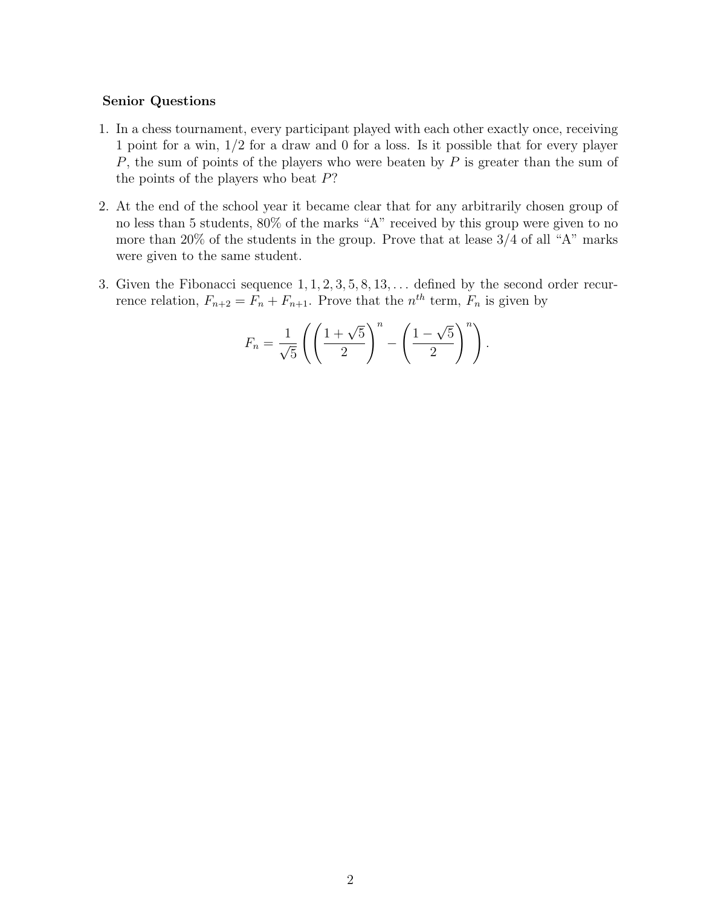**Senior Questions**

1. In a chess tournament, every participant played with each other exactly once, receiving 1 point for a win, 1/2 for a draw and 0 for a loss. Is it possible that for every player $P$, the sum of points of the players who were beaten by $P$ is greater than the sum of the points of the players who beat $P$?

2. At the end of the school year it became clear that for any arbitrarily chosen group of no less than 5 students, 80% of the marks "A" received by this group were given to no more than 20% of the students in the group. Prove that at lease 3/4 of all "A" marks were given to the same student.

3. Given the Fibonacci sequence $1, 1, 2, 3, 5, 8, 13, \ldots$ defined by the second order recurrence relation, $F_{n+2} = F_n + F_{n+1}$. Prove that the $n^{th}$ term, $F_n$ is given by

$$F_n = \frac{1}{\sqrt{5}} \left( \left( \frac{1+\sqrt{5}}{2} \right)^n - \left( \frac{1-\sqrt{5}}{2} \right)^n \right).$$